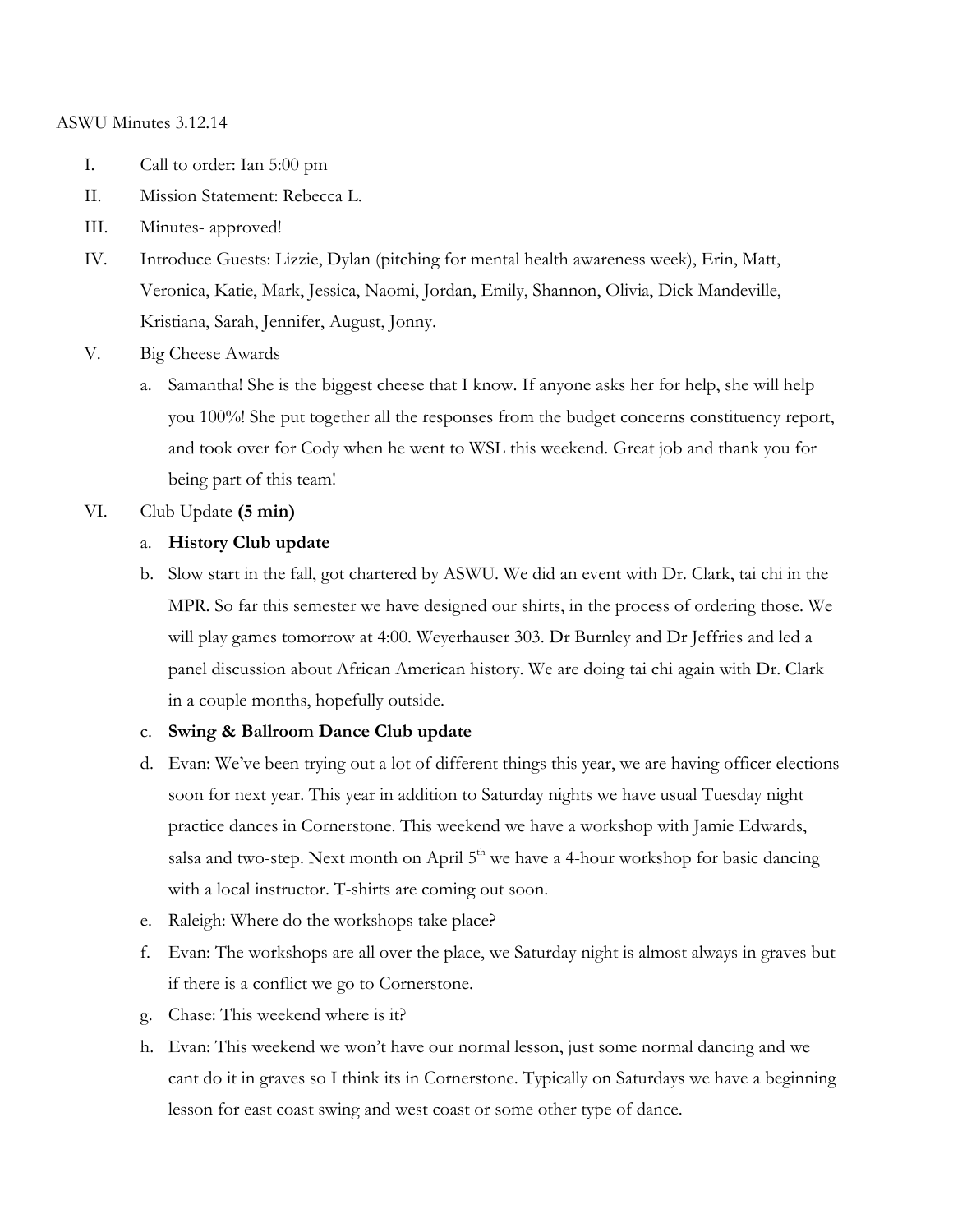ASWU Minutes 3.12.14

I. Call to order: Ian 5:00 pm

II. Mission Statement: Rebecca L.

III. Minutes- approved!

IV. Introduce Guests: Lizzie, Dylan (pitching for mental health awareness week), Erin, Matt, Veronica, Katie, Mark, Jessica, Naomi, Jordan, Emily, Shannon, Olivia, Dick Mandeville, Kristiana, Sarah, Jennifer, August, Jonny.

V. Big Cheese Awards

   a. Samantha! She is the biggest cheese that I know. If anyone asks her for help, she will help you 100%! She put together all the responses from the budget concerns constituency report, and took over for Cody when he went to WSL this weekend. Great job and thank you for being part of this team!

VI. Club Update **(5 min)**

   a. **History Club update**

   b. Slow start in the fall, got chartered by ASWU. We did an event with Dr. Clark, tai chi in the MPR. So far this semester we have designed our shirts, in the process of ordering those. We will play games tomorrow at 4:00. Weyerhauser 303. Dr Burnley and Dr Jeffries and led a panel discussion about African American history. We are doing tai chi again with Dr. Clark in a couple months, hopefully outside.

   c. **Swing & Ballroom Dance Club update**

   d. Evan: We've been trying out a lot of different things this year, we are having officer elections soon for next year. This year in addition to Saturday nights we have usual Tuesday night practice dances in Cornerstone. This weekend we have a workshop with Jamie Edwards, salsa and two-step. Next month on April 5th we have a 4-hour workshop for basic dancing with a local instructor. T-shirts are coming out soon.

   e. Raleigh: Where do the workshops take place?

   f. Evan: The workshops are all over the place, we Saturday night is almost always in graves but if there is a conflict we go to Cornerstone.

   g. Chase: This weekend where is it?

   h. Evan: This weekend we won't have our normal lesson, just some normal dancing and we cant do it in graves so I think its in Cornerstone. Typically on Saturdays we have a beginning lesson for east coast swing and west coast or some other type of dance.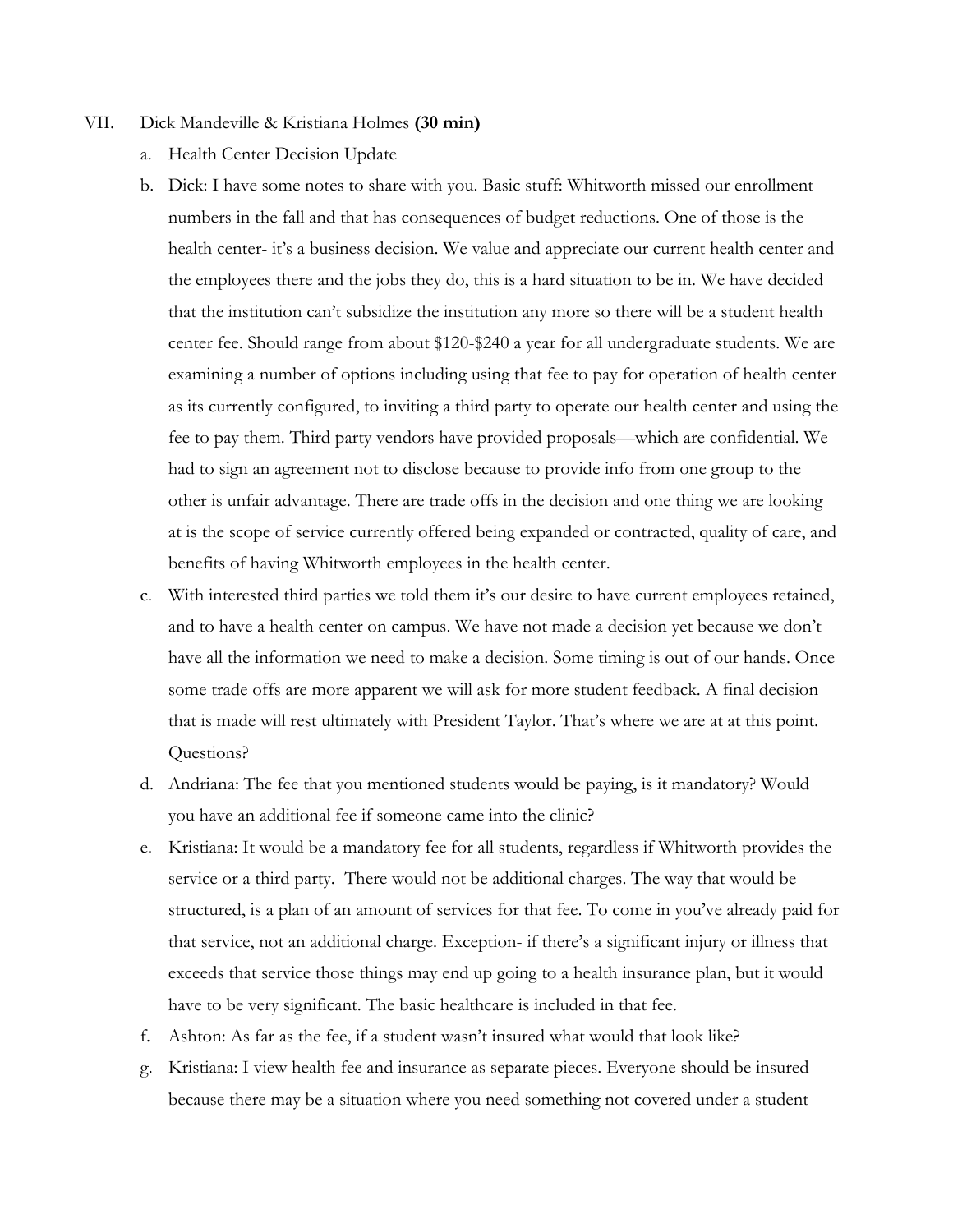VII. Dick Mandeville & Kristiana Holmes **(30 min)**

a. Health Center Decision Update

b. Dick: I have some notes to share with you. Basic stuff: Whitworth missed our enrollment numbers in the fall and that has consequences of budget reductions. One of those is the health center- it's a business decision. We value and appreciate our current health center and the employees there and the jobs they do, this is a hard situation to be in. We have decided that the institution can't subsidize the institution any more so there will be a student health center fee. Should range from about $120-$240 a year for all undergraduate students. We are examining a number of options including using that fee to pay for operation of health center as its currently configured, to inviting a third party to operate our health center and using the fee to pay them. Third party vendors have provided proposals—which are confidential. We had to sign an agreement not to disclose because to provide info from one group to the other is unfair advantage. There are trade offs in the decision and one thing we are looking at is the scope of service currently offered being expanded or contracted, quality of care, and benefits of having Whitworth employees in the health center.

c. With interested third parties we told them it's our desire to have current employees retained, and to have a health center on campus. We have not made a decision yet because we don't have all the information we need to make a decision. Some timing is out of our hands. Once some trade offs are more apparent we will ask for more student feedback. A final decision that is made will rest ultimately with President Taylor. That's where we are at at this point. Questions?

d. Andriana: The fee that you mentioned students would be paying, is it mandatory? Would you have an additional fee if someone came into the clinic?

e. Kristiana: It would be a mandatory fee for all students, regardless if Whitworth provides the service or a third party. There would not be additional charges. The way that would be structured, is a plan of an amount of services for that fee. To come in you've already paid for that service, not an additional charge. Exception- if there's a significant injury or illness that exceeds that service those things may end up going to a health insurance plan, but it would have to be very significant. The basic healthcare is included in that fee.

f. Ashton: As far as the fee, if a student wasn't insured what would that look like?

g. Kristiana: I view health fee and insurance as separate pieces. Everyone should be insured because there may be a situation where you need something not covered under a student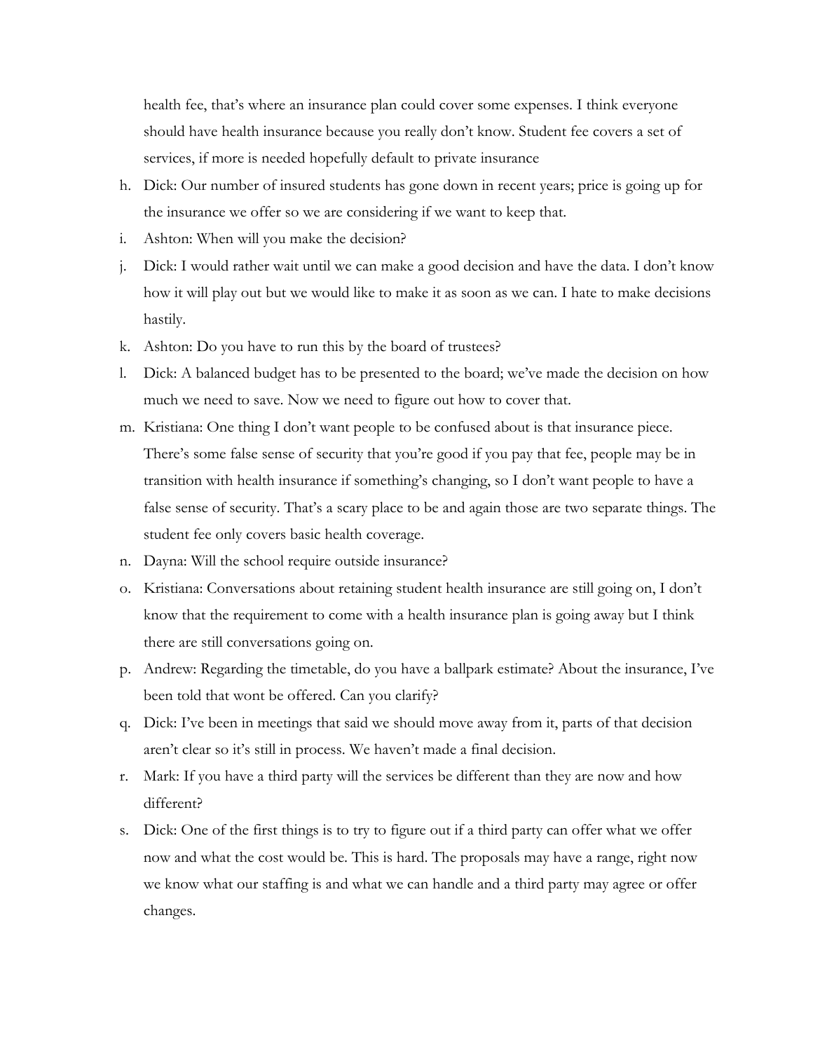health fee, that's where an insurance plan could cover some expenses. I think everyone should have health insurance because you really don't know. Student fee covers a set of services, if more is needed hopefully default to private insurance

h. Dick: Our number of insured students has gone down in recent years; price is going up for the insurance we offer so we are considering if we want to keep that.
i. Ashton: When will you make the decision?
j. Dick: I would rather wait until we can make a good decision and have the data. I don't know how it will play out but we would like to make it as soon as we can. I hate to make decisions hastily.
k. Ashton: Do you have to run this by the board of trustees?
l. Dick: A balanced budget has to be presented to the board; we've made the decision on how much we need to save. Now we need to figure out how to cover that.
m. Kristiana: One thing I don't want people to be confused about is that insurance piece. There's some false sense of security that you're good if you pay that fee, people may be in transition with health insurance if something's changing, so I don't want people to have a false sense of security. That's a scary place to be and again those are two separate things. The student fee only covers basic health coverage.
n. Dayna: Will the school require outside insurance?
o. Kristiana: Conversations about retaining student health insurance are still going on, I don't know that the requirement to come with a health insurance plan is going away but I think there are still conversations going on.
p. Andrew: Regarding the timetable, do you have a ballpark estimate? About the insurance, I've been told that wont be offered. Can you clarify?
q. Dick: I've been in meetings that said we should move away from it, parts of that decision aren't clear so it's still in process. We haven't made a final decision.
r. Mark: If you have a third party will the services be different than they are now and how different?
s. Dick: One of the first things is to try to figure out if a third party can offer what we offer now and what the cost would be. This is hard. The proposals may have a range, right now we know what our staffing is and what we can handle and a third party may agree or offer changes.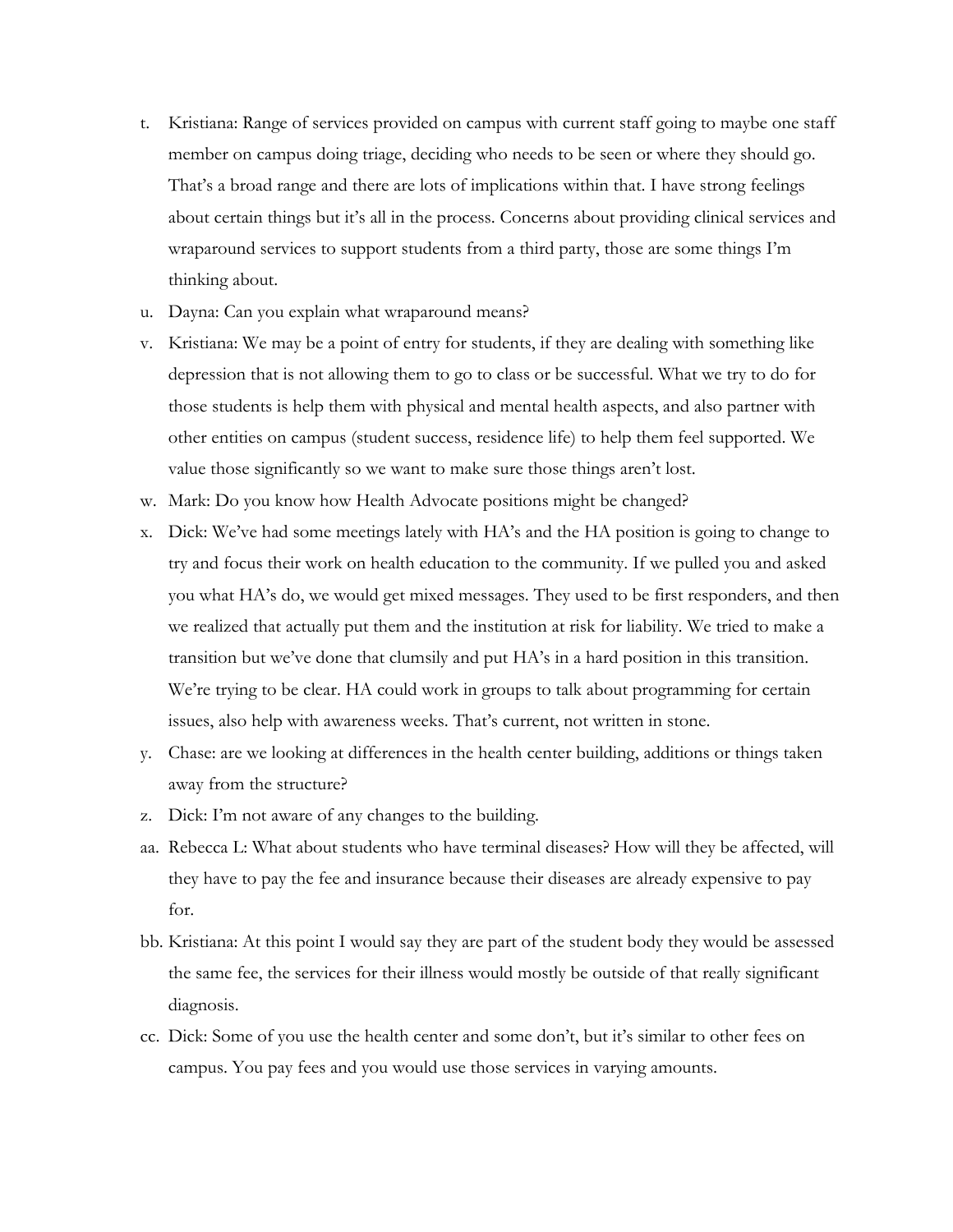t. Kristiana: Range of services provided on campus with current staff going to maybe one staff member on campus doing triage, deciding who needs to be seen or where they should go. That's a broad range and there are lots of implications within that. I have strong feelings about certain things but it's all in the process. Concerns about providing clinical services and wraparound services to support students from a third party, those are some things I'm thinking about.
u. Dayna: Can you explain what wraparound means?
v. Kristiana: We may be a point of entry for students, if they are dealing with something like depression that is not allowing them to go to class or be successful. What we try to do for those students is help them with physical and mental health aspects, and also partner with other entities on campus (student success, residence life) to help them feel supported. We value those significantly so we want to make sure those things aren't lost.
w. Mark: Do you know how Health Advocate positions might be changed?
x. Dick: We've had some meetings lately with HA's and the HA position is going to change to try and focus their work on health education to the community. If we pulled you and asked you what HA's do, we would get mixed messages. They used to be first responders, and then we realized that actually put them and the institution at risk for liability. We tried to make a transition but we've done that clumsily and put HA's in a hard position in this transition. We're trying to be clear. HA could work in groups to talk about programming for certain issues, also help with awareness weeks. That's current, not written in stone.
y. Chase: are we looking at differences in the health center building, additions or things taken away from the structure?
z. Dick: I'm not aware of any changes to the building.
aa. Rebecca L: What about students who have terminal diseases? How will they be affected, will they have to pay the fee and insurance because their diseases are already expensive to pay for.
bb. Kristiana: At this point I would say they are part of the student body they would be assessed the same fee, the services for their illness would mostly be outside of that really significant diagnosis.
cc. Dick: Some of you use the health center and some don't, but it's similar to other fees on campus. You pay fees and you would use those services in varying amounts.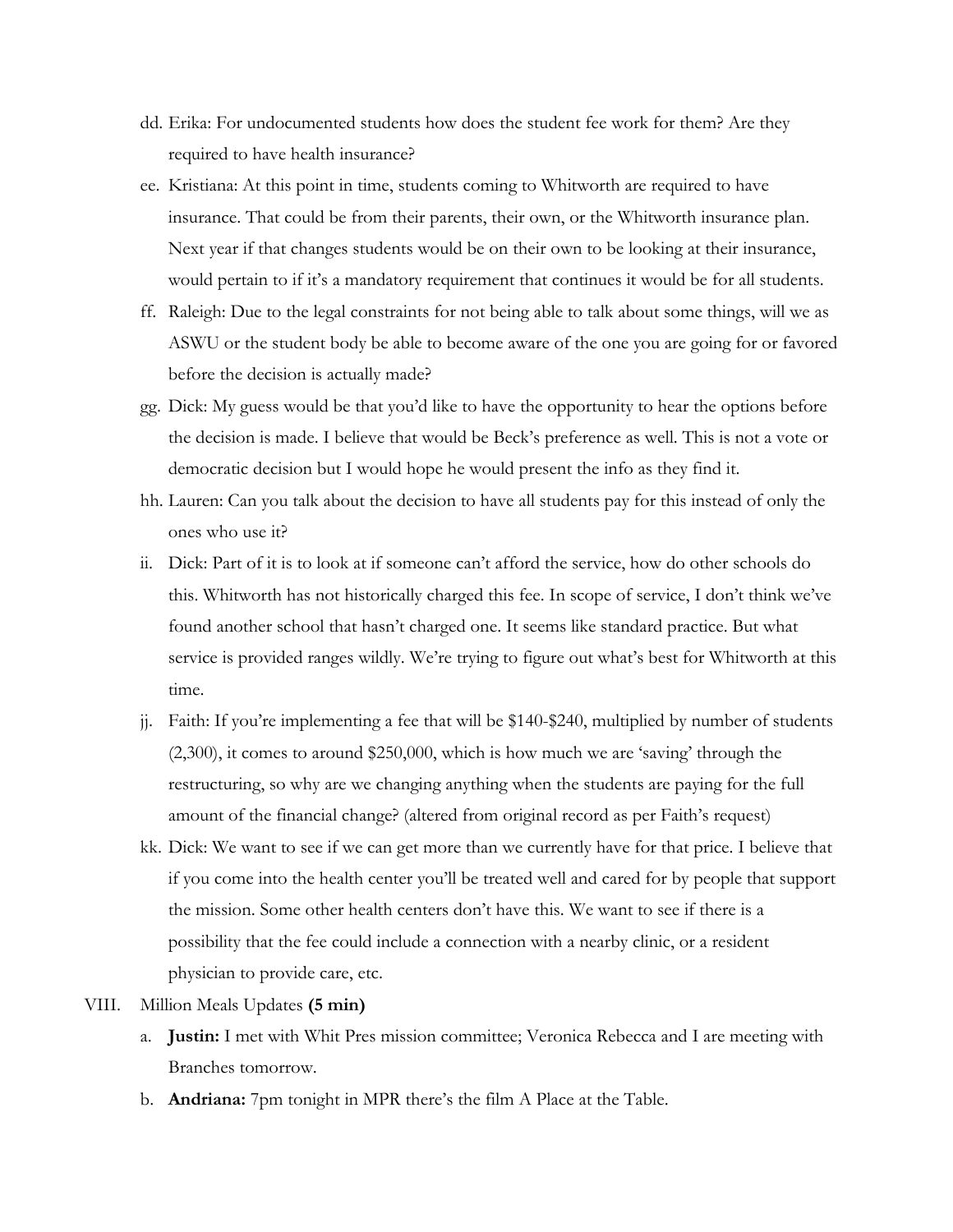dd. Erika: For undocumented students how does the student fee work for them? Are they required to have health insurance?

ee. Kristiana: At this point in time, students coming to Whitworth are required to have insurance. That could be from their parents, their own, or the Whitworth insurance plan. Next year if that changes students would be on their own to be looking at their insurance, would pertain to if it's a mandatory requirement that continues it would be for all students.

ff. Raleigh: Due to the legal constraints for not being able to talk about some things, will we as ASWU or the student body be able to become aware of the one you are going for or favored before the decision is actually made?

gg. Dick: My guess would be that you'd like to have the opportunity to hear the options before the decision is made. I believe that would be Beck's preference as well. This is not a vote or democratic decision but I would hope he would present the info as they find it.

hh. Lauren: Can you talk about the decision to have all students pay for this instead of only the ones who use it?

ii. Dick: Part of it is to look at if someone can't afford the service, how do other schools do this. Whitworth has not historically charged this fee. In scope of service, I don't think we've found another school that hasn't charged one. It seems like standard practice. But what service is provided ranges wildly. We're trying to figure out what's best for Whitworth at this time.

jj. Faith: If you're implementing a fee that will be $140-$240, multiplied by number of students (2,300), it comes to around $250,000, which is how much we are 'saving' through the restructuring, so why are we changing anything when the students are paying for the full amount of the financial change? (altered from original record as per Faith's request)

kk. Dick: We want to see if we can get more than we currently have for that price. I believe that if you come into the health center you'll be treated well and cared for by people that support the mission. Some other health centers don't have this. We want to see if there is a possibility that the fee could include a connection with a nearby clinic, or a resident physician to provide care, etc.

VIII. Million Meals Updates **(5 min)**

a. **Justin:** I met with Whit Pres mission committee; Veronica Rebecca and I are meeting with Branches tomorrow.

b. **Andriana:** 7pm tonight in MPR there's the film A Place at the Table.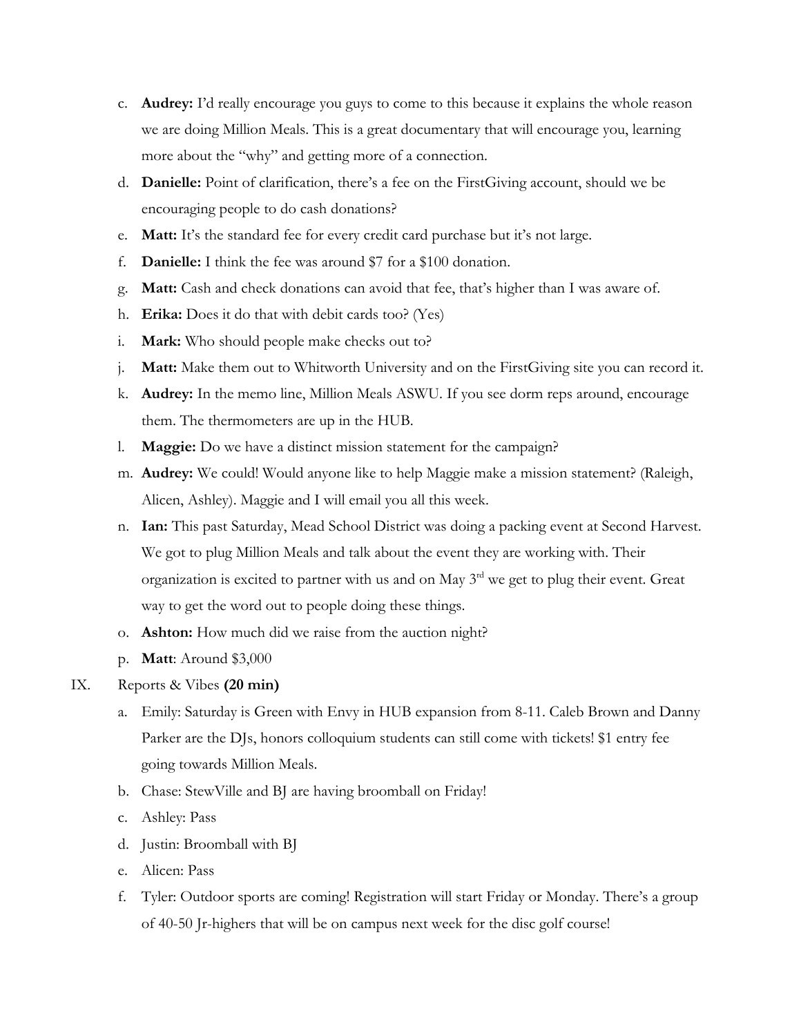c. **Audrey:** I'd really encourage you guys to come to this because it explains the whole reason we are doing Million Meals. This is a great documentary that will encourage you, learning more about the "why" and getting more of a connection.

d. **Danielle:** Point of clarification, there's a fee on the FirstGiving account, should we be encouraging people to do cash donations?

e. **Matt:** It's the standard fee for every credit card purchase but it's not large.

f. **Danielle:** I think the fee was around $7 for a $100 donation.

g. **Matt:** Cash and check donations can avoid that fee, that's higher than I was aware of.

h. **Erika:** Does it do that with debit cards too? (Yes)

i. **Mark:** Who should people make checks out to?

j. **Matt:** Make them out to Whitworth University and on the FirstGiving site you can record it.

k. **Audrey:** In the memo line, Million Meals ASWU. If you see dorm reps around, encourage them. The thermometers are up in the HUB.

l. **Maggie:** Do we have a distinct mission statement for the campaign?

m. **Audrey:** We could! Would anyone like to help Maggie make a mission statement? (Raleigh, Alicen, Ashley). Maggie and I will email you all this week.

n. **Ian:** This past Saturday, Mead School District was doing a packing event at Second Harvest. We got to plug Million Meals and talk about the event they are working with. Their organization is excited to partner with us and on May 3rd we get to plug their event. Great way to get the word out to people doing these things.

o. **Ashton:** How much did we raise from the auction night?

p. **Matt**: Around $3,000

IX. Reports & Vibes **(20 min)**

a. Emily: Saturday is Green with Envy in HUB expansion from 8-11. Caleb Brown and Danny Parker are the DJs, honors colloquium students can still come with tickets! $1 entry fee going towards Million Meals.

b. Chase: StewVille and BJ are having broomball on Friday!

c. Ashley: Pass

d. Justin: Broomball with BJ

e. Alicen: Pass

f. Tyler: Outdoor sports are coming! Registration will start Friday or Monday. There's a group of 40-50 Jr-highers that will be on campus next week for the disc golf course!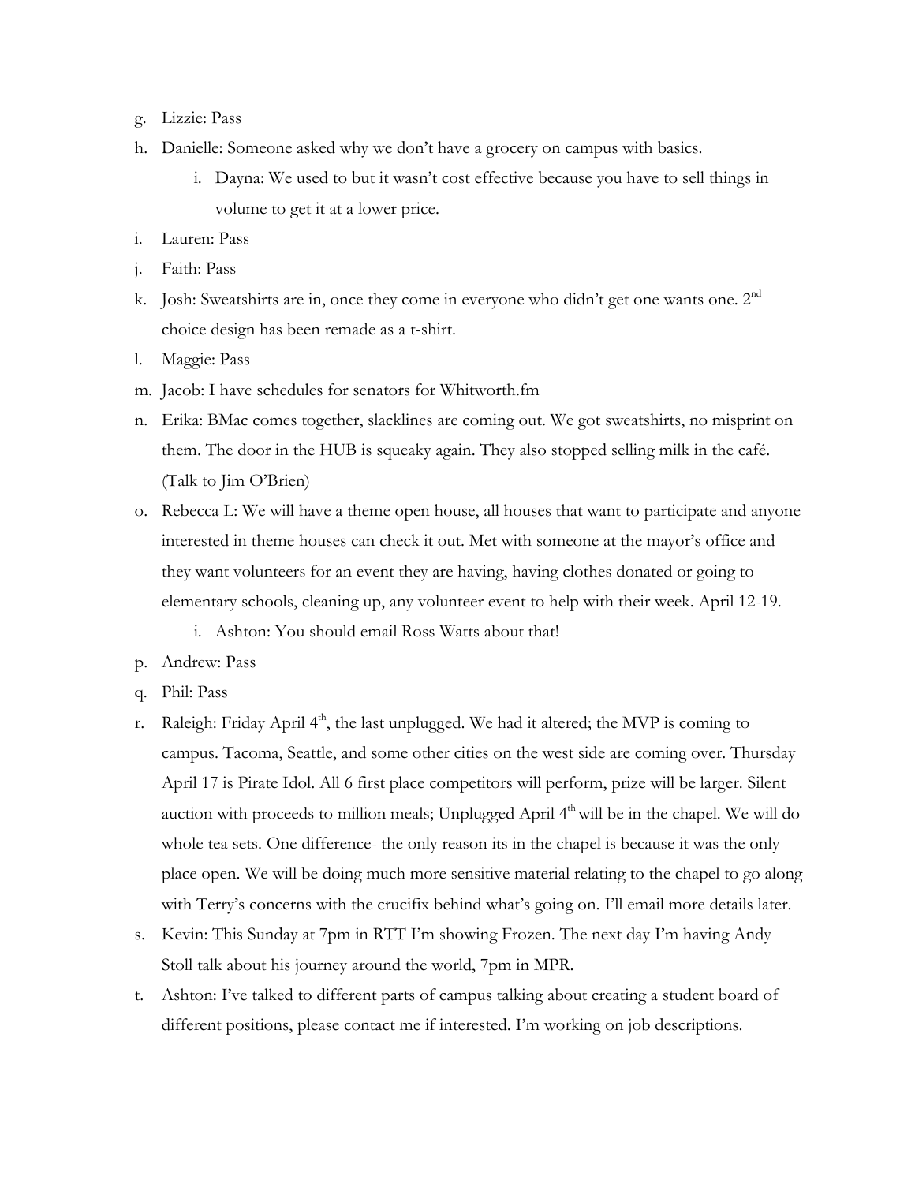g. Lizzie: Pass
h. Danielle: Someone asked why we don't have a grocery on campus with basics.
    i. Dayna: We used to but it wasn't cost effective because you have to sell things in volume to get it at a lower price.
i. Lauren: Pass
j. Faith: Pass
k. Josh: Sweatshirts are in, once they come in everyone who didn't get one wants one. 2nd choice design has been remade as a t-shirt.
l. Maggie: Pass
m. Jacob: I have schedules for senators for Whitworth.fm
n. Erika: BMac comes together, slacklines are coming out. We got sweatshirts, no misprint on them. The door in the HUB is squeaky again. They also stopped selling milk in the café. (Talk to Jim O'Brien)
o. Rebecca L: We will have a theme open house, all houses that want to participate and anyone interested in theme houses can check it out. Met with someone at the mayor's office and they want volunteers for an event they are having, having clothes donated or going to elementary schools, cleaning up, any volunteer event to help with their week. April 12-19.
    i. Ashton: You should email Ross Watts about that!
p. Andrew: Pass
q. Phil: Pass
r. Raleigh: Friday April 4th, the last unplugged. We had it altered; the MVP is coming to campus. Tacoma, Seattle, and some other cities on the west side are coming over. Thursday April 17 is Pirate Idol. All 6 first place competitors will perform, prize will be larger. Silent auction with proceeds to million meals; Unplugged April 4th will be in the chapel. We will do whole tea sets. One difference- the only reason its in the chapel is because it was the only place open. We will be doing much more sensitive material relating to the chapel to go along with Terry's concerns with the crucifix behind what's going on. I'll email more details later.
s. Kevin: This Sunday at 7pm in RTT I'm showing Frozen. The next day I'm having Andy Stoll talk about his journey around the world, 7pm in MPR.
t. Ashton: I've talked to different parts of campus talking about creating a student board of different positions, please contact me if interested. I'm working on job descriptions.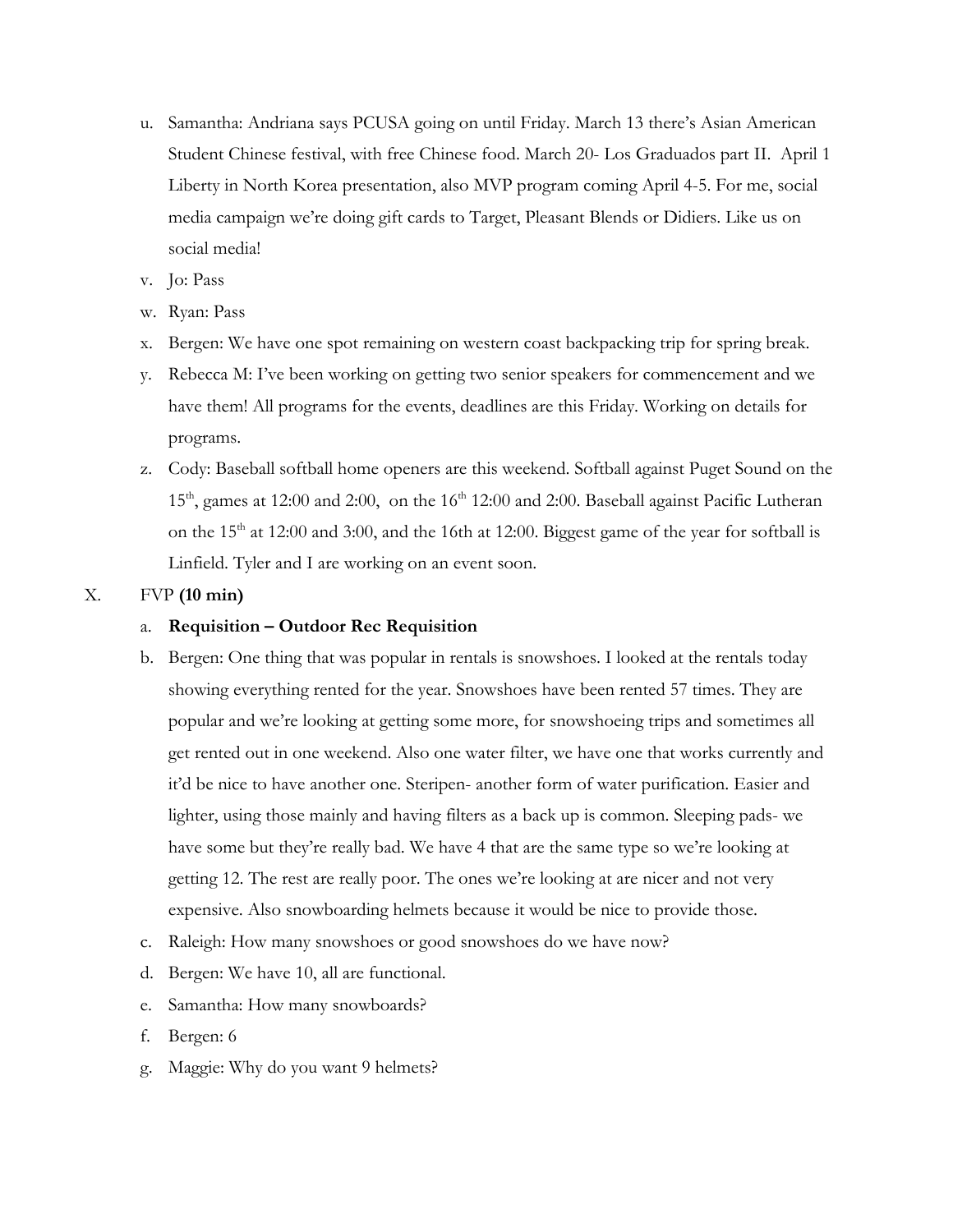u. Samantha: Andriana says PCUSA going on until Friday. March 13 there's Asian American Student Chinese festival, with free Chinese food. March 20- Los Graduados part II. April 1 Liberty in North Korea presentation, also MVP program coming April 4-5. For me, social media campaign we're doing gift cards to Target, Pleasant Blends or Didiers. Like us on social media!

v. Jo: Pass

w. Ryan: Pass

x. Bergen: We have one spot remaining on western coast backpacking trip for spring break.

y. Rebecca M: I've been working on getting two senior speakers for commencement and we have them! All programs for the events, deadlines are this Friday. Working on details for programs.

z. Cody: Baseball softball home openers are this weekend. Softball against Puget Sound on the 15th, games at 12:00 and 2:00, on the 16th 12:00 and 2:00. Baseball against Pacific Lutheran on the 15th at 12:00 and 3:00, and the 16th at 12:00. Biggest game of the year for softball is Linfield. Tyler and I are working on an event soon.

X. FVP **(10 min)**

a. **Requisition – Outdoor Rec Requisition**

b. Bergen: One thing that was popular in rentals is snowshoes. I looked at the rentals today showing everything rented for the year. Snowshoes have been rented 57 times. They are popular and we're looking at getting some more, for snowshoeing trips and sometimes all get rented out in one weekend. Also one water filter, we have one that works currently and it'd be nice to have another one. Steripen- another form of water purification. Easier and lighter, using those mainly and having filters as a back up is common. Sleeping pads- we have some but they're really bad. We have 4 that are the same type so we're looking at getting 12. The rest are really poor. The ones we're looking at are nicer and not very expensive. Also snowboarding helmets because it would be nice to provide those.

c. Raleigh: How many snowshoes or good snowshoes do we have now?

d. Bergen: We have 10, all are functional.

e. Samantha: How many snowboards?

f. Bergen: 6

g. Maggie: Why do you want 9 helmets?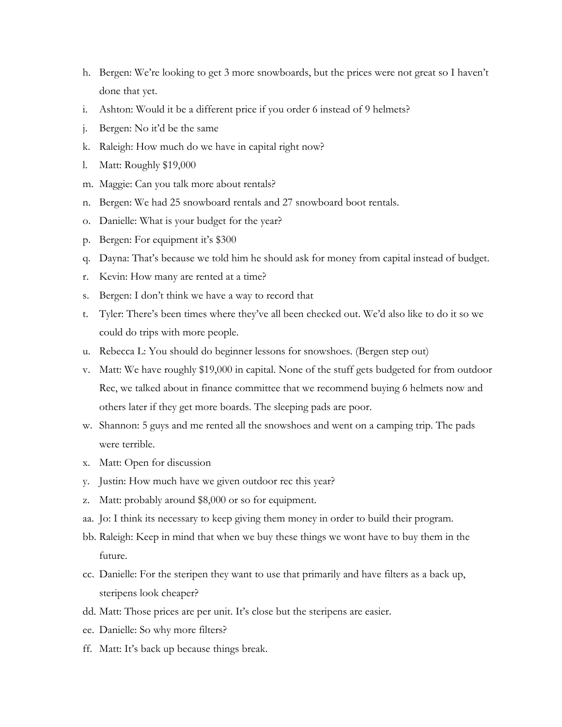h. Bergen: We're looking to get 3 more snowboards, but the prices were not great so I haven't done that yet.
i. Ashton: Would it be a different price if you order 6 instead of 9 helmets?
j. Bergen: No it'd be the same
k. Raleigh: How much do we have in capital right now?
l. Matt: Roughly $19,000
m. Maggie: Can you talk more about rentals?
n. Bergen: We had 25 snowboard rentals and 27 snowboard boot rentals.
o. Danielle: What is your budget for the year?
p. Bergen: For equipment it's $300
q. Dayna: That's because we told him he should ask for money from capital instead of budget.
r. Kevin: How many are rented at a time?
s. Bergen: I don't think we have a way to record that
t. Tyler: There's been times where they've all been checked out. We'd also like to do it so we could do trips with more people.
u. Rebecca L: You should do beginner lessons for snowshoes. (Bergen step out)
v. Matt: We have roughly $19,000 in capital. None of the stuff gets budgeted for from outdoor Rec, we talked about in finance committee that we recommend buying 6 helmets now and others later if they get more boards. The sleeping pads are poor.
w. Shannon: 5 guys and me rented all the snowshoes and went on a camping trip. The pads were terrible.
x. Matt: Open for discussion
y. Justin: How much have we given outdoor rec this year?
z. Matt: probably around $8,000 or so for equipment.
aa. Jo: I think its necessary to keep giving them money in order to build their program.
bb. Raleigh: Keep in mind that when we buy these things we wont have to buy them in the future.
cc. Danielle: For the steripen they want to use that primarily and have filters as a back up, steripens look cheaper?
dd. Matt: Those prices are per unit. It's close but the steripens are easier.
ee. Danielle: So why more filters?
ff. Matt: It's back up because things break.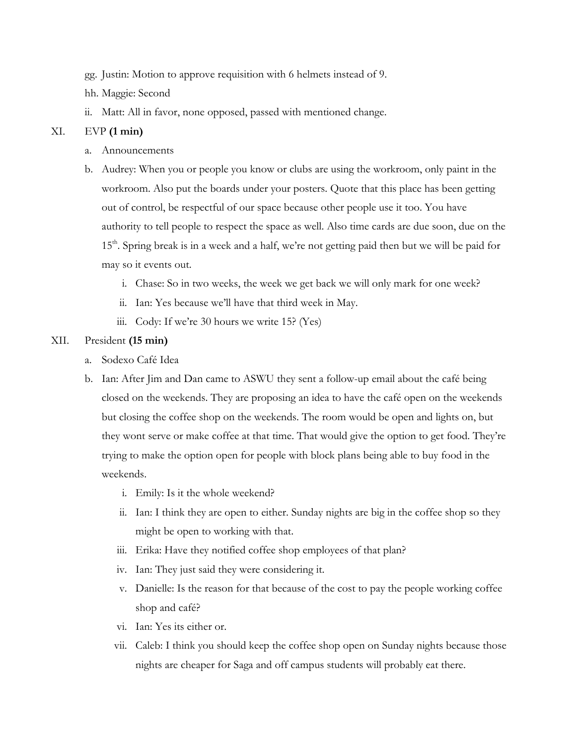gg. Justin: Motion to approve requisition with 6 helmets instead of 9.

hh. Maggie: Second

ii. Matt: All in favor, none opposed, passed with mentioned change.

XI. EVP **(1 min)**

a. Announcements

b. Audrey: When you or people you know or clubs are using the workroom, only paint in the workroom. Also put the boards under your posters. Quote that this place has been getting out of control, be respectful of our space because other people use it too. You have authority to tell people to respect the space as well. Also time cards are due soon, due on the 15th. Spring break is in a week and a half, we're not getting paid then but we will be paid for may so it events out.

   i. Chase: So in two weeks, the week we get back we will only mark for one week?

   ii. Ian: Yes because we'll have that third week in May.

   iii. Cody: If we're 30 hours we write 15? (Yes)

XII. President **(15 min)**

a. Sodexo Café Idea

b. Ian: After Jim and Dan came to ASWU they sent a follow-up email about the café being closed on the weekends. They are proposing an idea to have the café open on the weekends but closing the coffee shop on the weekends. The room would be open and lights on, but they wont serve or make coffee at that time. That would give the option to get food. They're trying to make the option open for people with block plans being able to buy food in the weekends.

   i. Emily: Is it the whole weekend?

   ii. Ian: I think they are open to either. Sunday nights are big in the coffee shop so they might be open to working with that.

   iii. Erika: Have they notified coffee shop employees of that plan?

   iv. Ian: They just said they were considering it.

   v. Danielle: Is the reason for that because of the cost to pay the people working coffee shop and café?

   vi. Ian: Yes its either or.

   vii. Caleb: I think you should keep the coffee shop open on Sunday nights because those nights are cheaper for Saga and off campus students will probably eat there.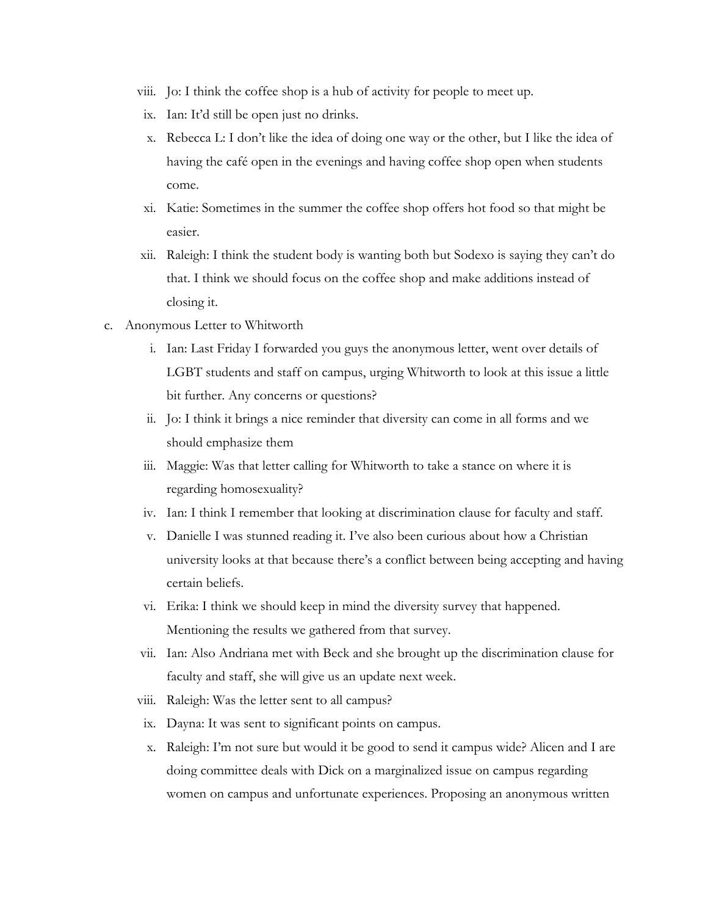viii. Jo: I think the coffee shop is a hub of activity for people to meet up.

ix. Ian: It'd still be open just no drinks.

x. Rebecca L: I don't like the idea of doing one way or the other, but I like the idea of having the café open in the evenings and having coffee shop open when students come.

xi. Katie: Sometimes in the summer the coffee shop offers hot food so that might be easier.

xii. Raleigh: I think the student body is wanting both but Sodexo is saying they can't do that. I think we should focus on the coffee shop and make additions instead of closing it.

c. Anonymous Letter to Whitworth

i. Ian: Last Friday I forwarded you guys the anonymous letter, went over details of LGBT students and staff on campus, urging Whitworth to look at this issue a little bit further. Any concerns or questions?

ii. Jo: I think it brings a nice reminder that diversity can come in all forms and we should emphasize them

iii. Maggie: Was that letter calling for Whitworth to take a stance on where it is regarding homosexuality?

iv. Ian: I think I remember that looking at discrimination clause for faculty and staff.

v. Danielle I was stunned reading it. I've also been curious about how a Christian university looks at that because there's a conflict between being accepting and having certain beliefs.

vi. Erika: I think we should keep in mind the diversity survey that happened. Mentioning the results we gathered from that survey.

vii. Ian: Also Andriana met with Beck and she brought up the discrimination clause for faculty and staff, she will give us an update next week.

viii. Raleigh: Was the letter sent to all campus?

ix. Dayna: It was sent to significant points on campus.

x. Raleigh: I'm not sure but would it be good to send it campus wide? Alicen and I are doing committee deals with Dick on a marginalized issue on campus regarding women on campus and unfortunate experiences. Proposing an anonymous written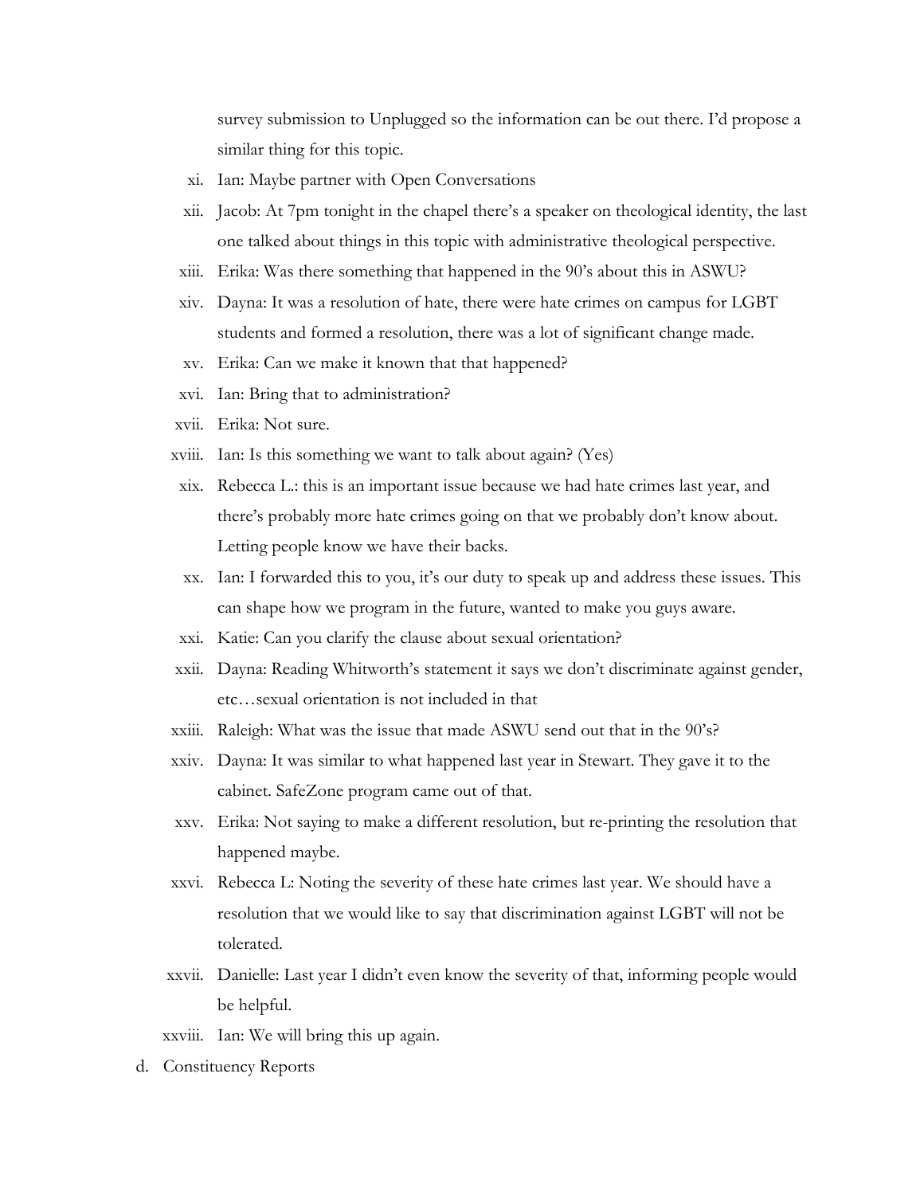survey submission to Unplugged so the information can be out there. I'd propose a similar thing for this topic.

xi. Ian: Maybe partner with Open Conversations

xii. Jacob: At 7pm tonight in the chapel there's a speaker on theological identity, the last one talked about things in this topic with administrative theological perspective.

xiii. Erika: Was there something that happened in the 90's about this in ASWU?

xiv. Dayna: It was a resolution of hate, there were hate crimes on campus for LGBT students and formed a resolution, there was a lot of significant change made.

xv. Erika: Can we make it known that that happened?

xvi. Ian: Bring that to administration?

xvii. Erika: Not sure.

xviii. Ian: Is this something we want to talk about again? (Yes)

xix. Rebecca L.: this is an important issue because we had hate crimes last year, and there's probably more hate crimes going on that we probably don't know about. Letting people know we have their backs.

xx. Ian: I forwarded this to you, it's our duty to speak up and address these issues. This can shape how we program in the future, wanted to make you guys aware.

xxi. Katie: Can you clarify the clause about sexual orientation?

xxii. Dayna: Reading Whitworth's statement it says we don't discriminate against gender, etc…sexual orientation is not included in that

xxiii. Raleigh: What was the issue that made ASWU send out that in the 90's?

xxiv. Dayna: It was similar to what happened last year in Stewart. They gave it to the cabinet. SafeZone program came out of that.

xxv. Erika: Not saying to make a different resolution, but re-printing the resolution that happened maybe.

xxvi. Rebecca L: Noting the severity of these hate crimes last year. We should have a resolution that we would like to say that discrimination against LGBT will not be tolerated.

xxvii. Danielle: Last year I didn't even know the severity of that, informing people would be helpful.

xxviii. Ian: We will bring this up again.

d. Constituency Reports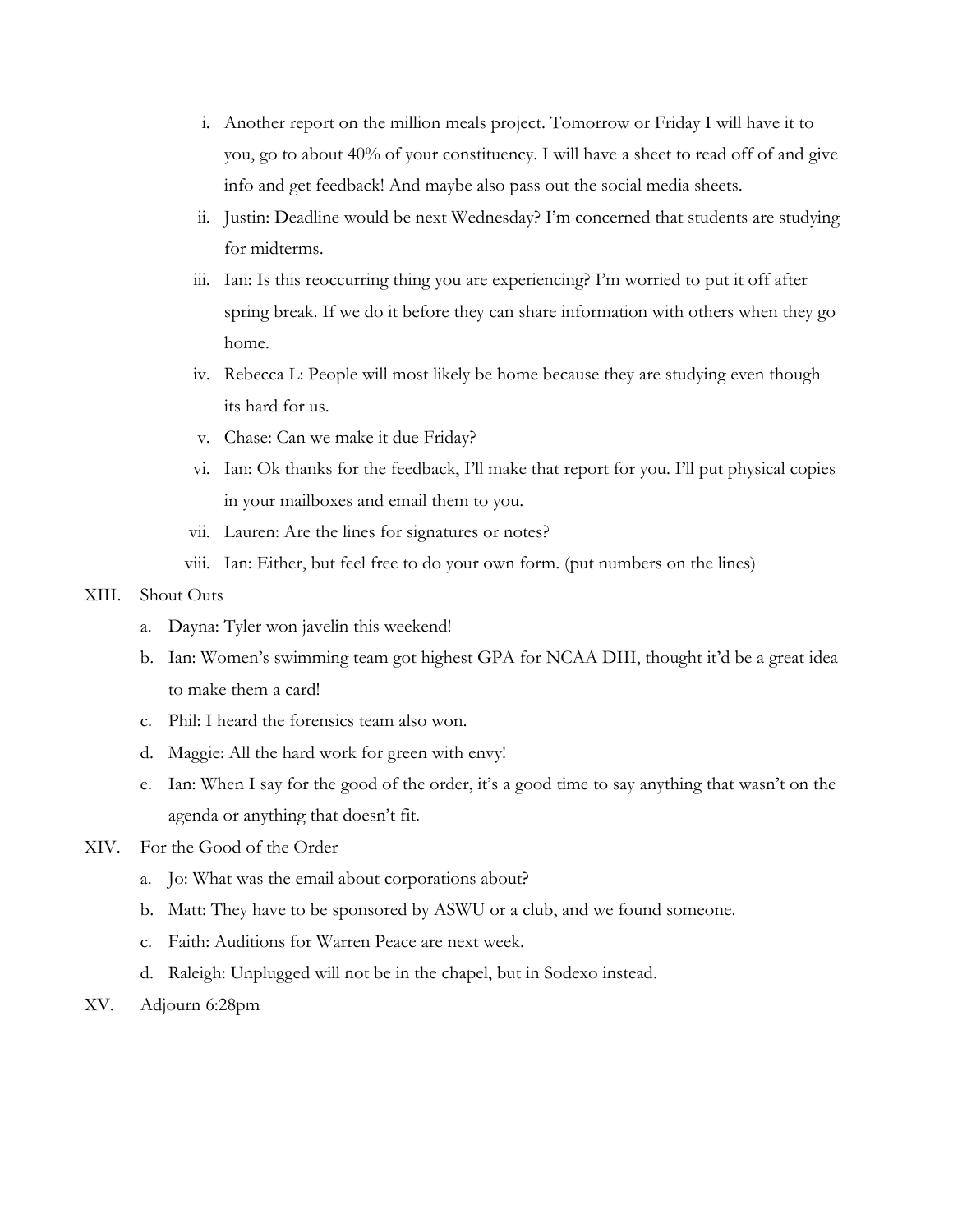i. Another report on the million meals project. Tomorrow or Friday I will have it to you, go to about 40% of your constituency. I will have a sheet to read off of and give info and get feedback! And maybe also pass out the social media sheets.
ii. Justin: Deadline would be next Wednesday? I'm concerned that students are studying for midterms.
iii. Ian: Is this reoccurring thing you are experiencing? I'm worried to put it off after spring break. If we do it before they can share information with others when they go home.
iv. Rebecca L: People will most likely be home because they are studying even though its hard for us.
v. Chase: Can we make it due Friday?
vi. Ian: Ok thanks for the feedback, I'll make that report for you. I'll put physical copies in your mailboxes and email them to you.
vii. Lauren: Are the lines for signatures or notes?
viii. Ian: Either, but feel free to do your own form. (put numbers on the lines)

XIII. Shout Outs
a. Dayna: Tyler won javelin this weekend!
b. Ian: Women's swimming team got highest GPA for NCAA DIII, thought it'd be a great idea to make them a card!
c. Phil: I heard the forensics team also won.
d. Maggie: All the hard work for green with envy!
e. Ian: When I say for the good of the order, it's a good time to say anything that wasn't on the agenda or anything that doesn't fit.

XIV. For the Good of the Order
a. Jo: What was the email about corporations about?
b. Matt: They have to be sponsored by ASWU or a club, and we found someone.
c. Faith: Auditions for Warren Peace are next week.
d. Raleigh: Unplugged will not be in the chapel, but in Sodexo instead.

XV. Adjourn 6:28pm